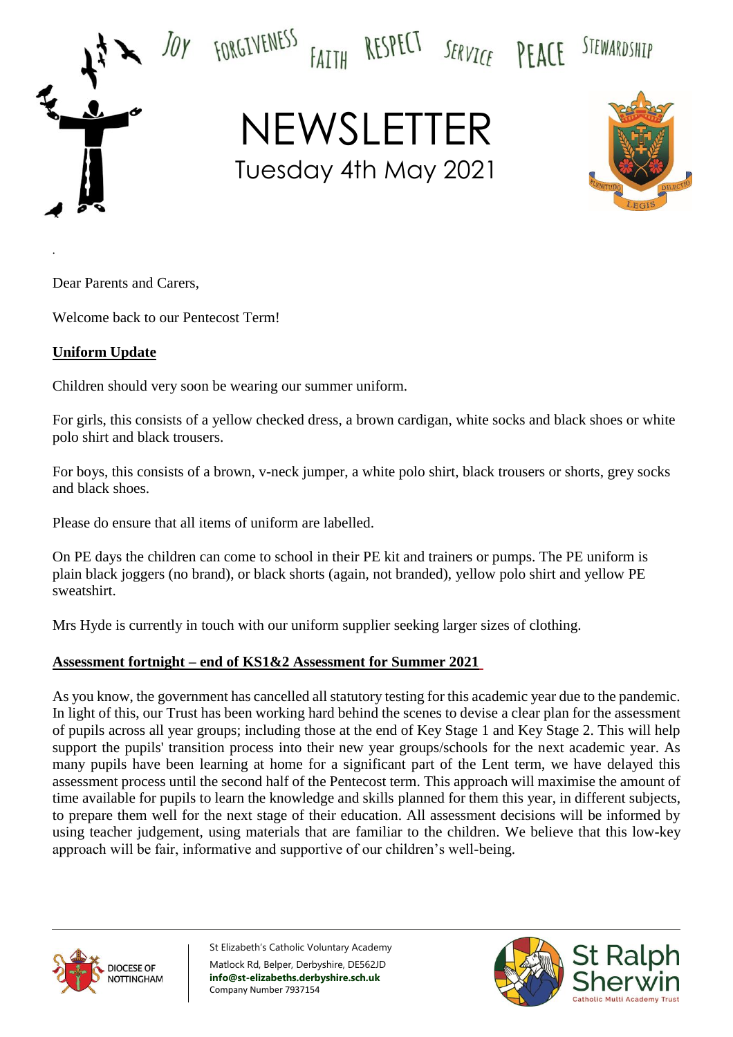Joy Forgiveness Faith Respect Service Peace Stewardship

# NEWSLETTER

Tuesday 4th May 2021

Dear Parents and Carers,

Welcome back to our Pentecost Term!

## Uniform Update

Children should very soon be wearing our summer uniform.

For girls, this consists of a yellow checked dress, a brown cardigan, white socks and black shoes or white polo shirt and black trousers.

For boys, this consists of a brown, v-neck jumper, a white polo shirt, black trousers or shorts, grey socks and black shoes.

Please do ensure that all items of uniform are labelled.

On PE days the children can come to school in their PE kit and trainers or pumps. The PE uniform is plain black joggers (no brand), or black shorts (again, not branded), yellow polo shirt and yellow PE sweatshirt.

Mrs Hyde is currently in touch with our uniform supplier seeking larger sizes of clothing.

## Assessment fortnight – end of KS1&2 Assessment for Summer 2021

As you know, the government has cancelled all statutory testing for this academic year due to the pandemic. In light of this, our Trust has been working hard behind the scenes to devise a clear plan for the assessment of pupils across all year groups; including those at the end of Key Stage 1 and Key Stage 2. This will help support the pupils' transition process into their new year groups/schools for the next academic year. As many pupils have been learning at home for a significant part of the Lent term, we have delayed this assessment process until the second half of the Pentecost term. This approach will maximise the amount of time available for pupils to learn the knowledge and skills planned for them this year, in different subjects, to prepare them well for the next stage of their education. All assessment decisions will be informed by using teacher judgement, using materials that are familiar to the children. We believe that this low-key approach will be fair, informative and supportive of our children's well-being.

St Elizabeth's Catholic Voluntary Academy
Matlock Rd, Belper, Derbyshire, DE562JD
**info@st-elizabeths.derbyshire.sch.uk**
Company Number 7937154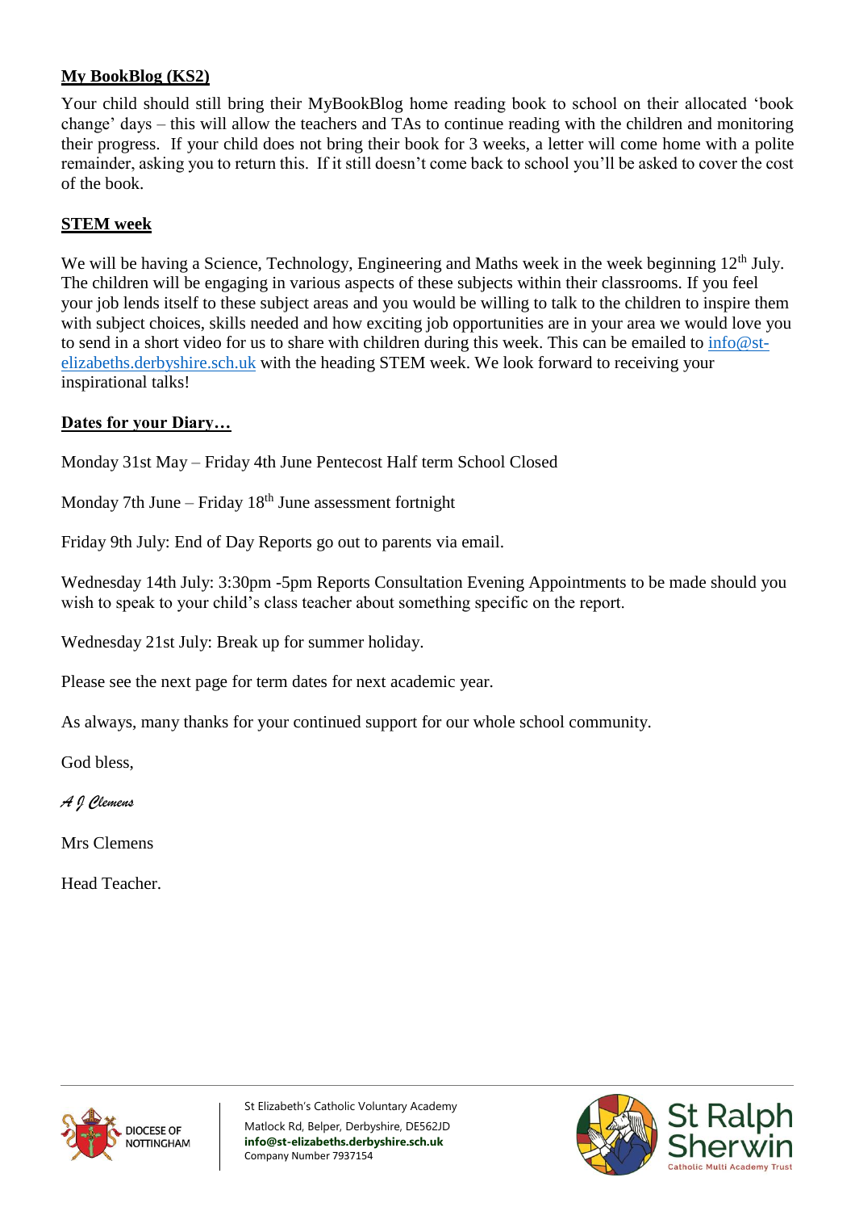## My BookBlog (KS2)

Your child should still bring their MyBookBlog home reading book to school on their allocated 'book change' days – this will allow the teachers and TAs to continue reading with the children and monitoring their progress. If your child does not bring their book for 3 weeks, a letter will come home with a polite remainder, asking you to return this. If it still doesn't come back to school you'll be asked to cover the cost of the book.

## STEM week

We will be having a Science, Technology, Engineering and Maths week in the week beginning 12th July. The children will be engaging in various aspects of these subjects within their classrooms. If you feel your job lends itself to these subject areas and you would be willing to talk to the children to inspire them with subject choices, skills needed and how exciting job opportunities are in your area we would love you to send in a short video for us to share with children during this week. This can be emailed to info@st-elizabeths.derbyshire.sch.uk with the heading STEM week. We look forward to receiving your inspirational talks!

## Dates for your Diary…

Monday 31st May – Friday 4th June Pentecost Half term School Closed

Monday 7th June – Friday 18th June assessment fortnight

Friday 9th July: End of Day Reports go out to parents via email.

Wednesday 14th July: 3:30pm -5pm Reports Consultation Evening Appointments to be made should you wish to speak to your child's class teacher about something specific on the report.

Wednesday 21st July: Break up for summer holiday.

Please see the next page for term dates for next academic year.

As always, many thanks for your continued support for our whole school community.

God bless,

*A J Clemens*

Mrs Clemens

Head Teacher.

DIOCESE OF NOTTINGHAM

St Elizabeth's Catholic Voluntary Academy
Matlock Rd, Belper, Derbyshire, DE562JD
**info@st-elizabeths.derbyshire.sch.uk**
Company Number 7937154

St Ralph Sherwin Catholic Multi Academy Trust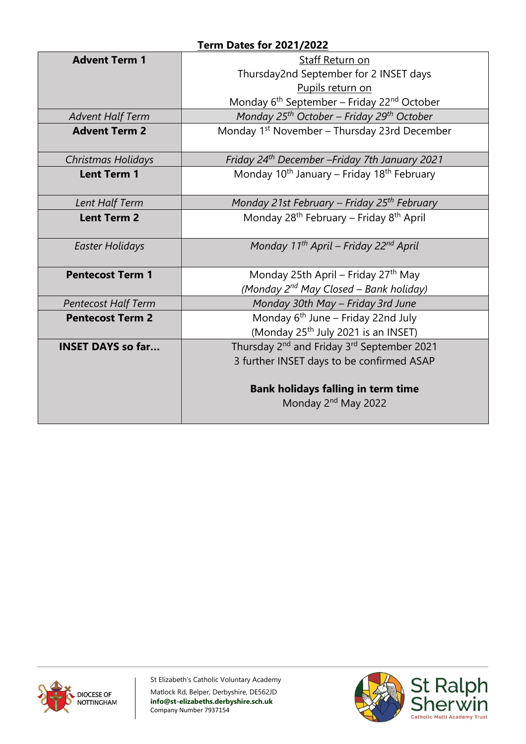**Term Dates for 2021/2022**

| | |
|---|---|
| **Advent Term 1** | Staff Return on<br>Thursday2nd September for 2 INSET days<br>Pupils return on<br>Monday 6th September – Friday 22nd October |
| *Advent Half Term* | *Monday 25th October – Friday 29th October* |
| **Advent Term 2** | Monday 1st November – Thursday 23rd December |
| *Christmas Holidays* | *Friday 24th December –Friday 7th January 2021* |
| **Lent Term 1** | Monday 10th January – Friday 18th February |
| *Lent Half Term* | *Monday 21st February – Friday 25th February* |
| **Lent Term 2** | Monday 28th February – Friday 8th April |
| *Easter Holidays* | *Monday 11th April – Friday 22nd April* |
| **Pentecost Term 1** | Monday 25th April – Friday 27th May<br>*(Monday 2nd May Closed – Bank holiday)* |
| *Pentecost Half Term* | *Monday 30th May – Friday 3rd June* |
| **Pentecost Term 2** | Monday 6th June – Friday 22nd July<br>(Monday 25th July 2021 is an INSET) |
| **INSET DAYS so far…** | Thursday 2nd and Friday 3rd September 2021<br>3 further INSET days to be confirmed ASAP<br><br>**Bank holidays falling in term time**<br>Monday 2nd May 2022 |

DIOCESE OF NOTTINGHAM

St Elizabeth's Catholic Voluntary Academy
Matlock Rd, Belper, Derbyshire, DE562JD
**info@st-elizabeths.derbyshire.sch.uk**
Company Number 7937154

St Ralph Sherwin Catholic Multi Academy Trust